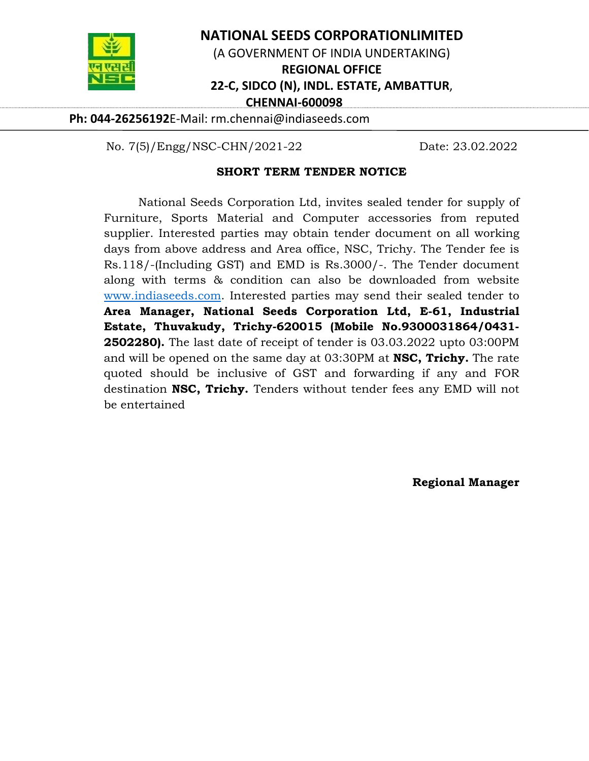# NATIONAL SEEDS CORPORATIONLIMITED

(A GOVERNMENT OF INDIA UNDERTAKING)

**REGIONAL OFFICE**

**22-C, SIDCO (N), INDL. ESTATE, AMBATTUR, CHENNAI-600098**

**Ph: 044-26256192**E-Mail: rm.chennai@indiaseeds.com

---

No. 7(5)/Engg/NSC-CHN/2021-22 Date: 23.02.2022

## SHORT TERM TENDER NOTICE

National Seeds Corporation Ltd, invites sealed tender for supply of Furniture, Sports Material and Computer accessories from reputed supplier. Interested parties may obtain tender document on all working days from above address and Area office, NSC, Trichy. The Tender fee is Rs.118/-(Including GST) and EMD is Rs.3000/-. The Tender document along with terms & condition can also be downloaded from website www.indiaseeds.com. Interested parties may send their sealed tender to **Area Manager, National Seeds Corporation Ltd, E-61, Industrial Estate, Thuvakudy, Trichy-620015 (Mobile No.9300031864/0431-2502280).** The last date of receipt of tender is 03.03.2022 upto 03:00PM and will be opened on the same day at 03:30PM at **NSC, Trichy.** The rate quoted should be inclusive of GST and forwarding if any and FOR destination **NSC, Trichy.** Tenders without tender fees any EMD will not be entertained

**Regional Manager**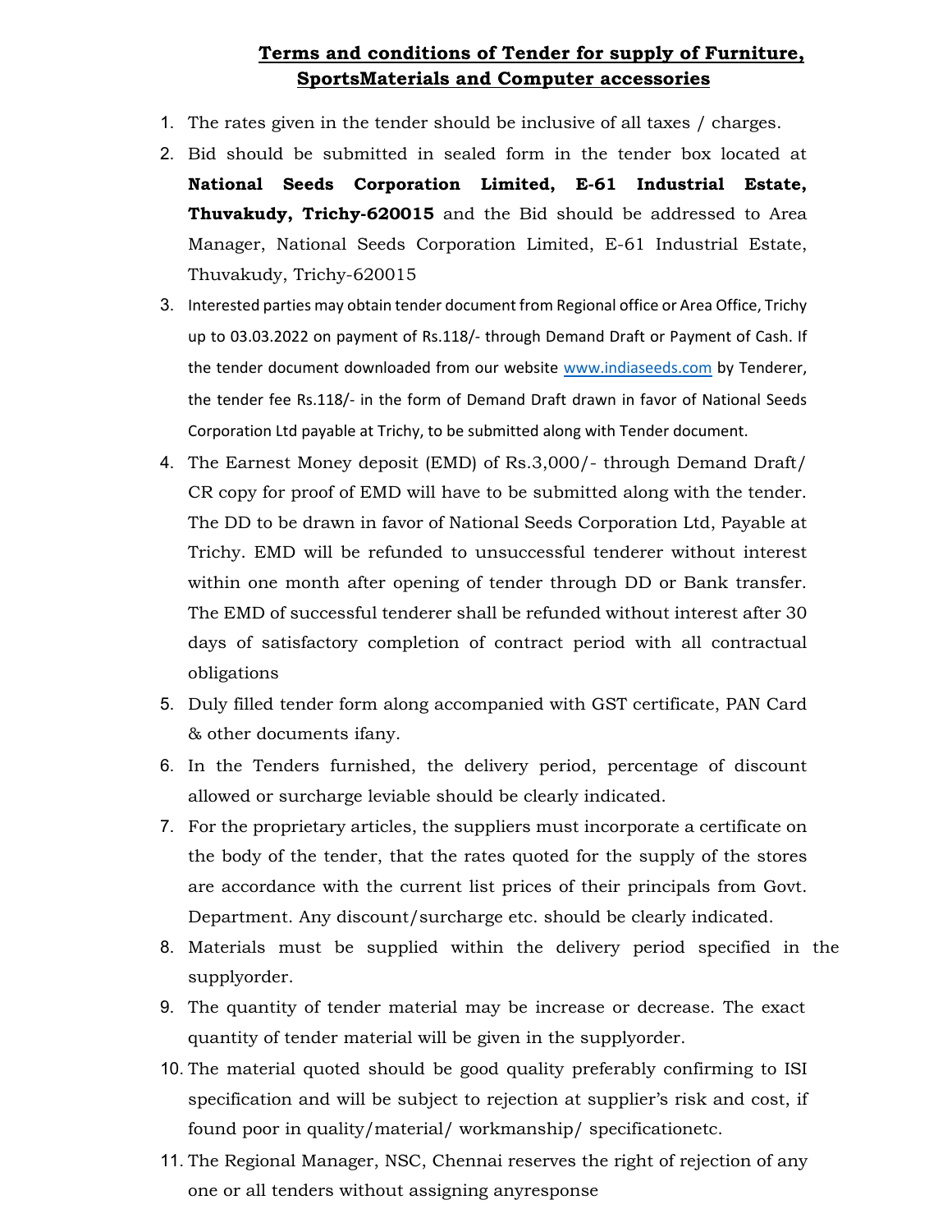## Terms and conditions of Tender for supply of Furniture, SportsMaterials and Computer accessories

1. The rates given in the tender should be inclusive of all taxes / charges.
2. Bid should be submitted in sealed form in the tender box located at **National Seeds Corporation Limited, E-61 Industrial Estate, Thuvakudy, Trichy-620015** and the Bid should be addressed to Area Manager, National Seeds Corporation Limited, E-61 Industrial Estate, Thuvakudy, Trichy-620015
3. Interested parties may obtain tender document from Regional office or Area Office, Trichy up to 03.03.2022 on payment of Rs.118/- through Demand Draft or Payment of Cash. If the tender document downloaded from our website www.indiaseeds.com by Tenderer, the tender fee Rs.118/- in the form of Demand Draft drawn in favor of National Seeds Corporation Ltd payable at Trichy, to be submitted along with Tender document.
4. The Earnest Money deposit (EMD) of Rs.3,000/- through Demand Draft/ CR copy for proof of EMD will have to be submitted along with the tender. The DD to be drawn in favor of National Seeds Corporation Ltd, Payable at Trichy. EMD will be refunded to unsuccessful tenderer without interest within one month after opening of tender through DD or Bank transfer. The EMD of successful tenderer shall be refunded without interest after 30 days of satisfactory completion of contract period with all contractual obligations
5. Duly filled tender form along accompanied with GST certificate, PAN Card & other documents ifany.
6. In the Tenders furnished, the delivery period, percentage of discount allowed or surcharge leviable should be clearly indicated.
7. For the proprietary articles, the suppliers must incorporate a certificate on the body of the tender, that the rates quoted for the supply of the stores are accordance with the current list prices of their principals from Govt. Department. Any discount/surcharge etc. should be clearly indicated.
8. Materials must be supplied within the delivery period specified in the supplyorder.
9. The quantity of tender material may be increase or decrease. The exact quantity of tender material will be given in the supplyorder.
10. The material quoted should be good quality preferably confirming to ISI specification and will be subject to rejection at supplier's risk and cost, if found poor in quality/material/ workmanship/ specificationetc.
11. The Regional Manager, NSC, Chennai reserves the right of rejection of any one or all tenders without assigning anyresponse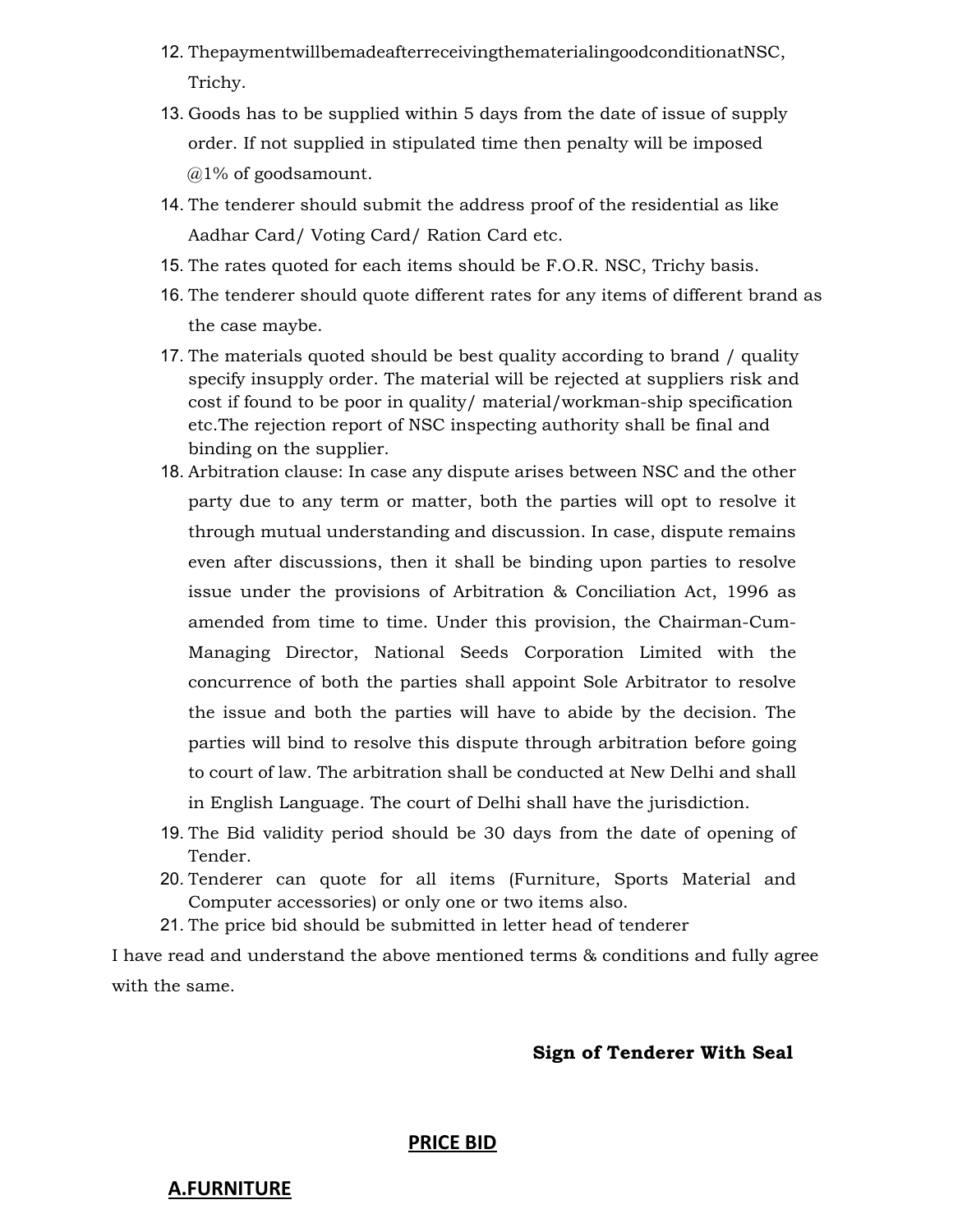12. ThepaymentwillbemadeafterreceivingthematerialingoodconditionatNSC, Trichy.
13. Goods has to be supplied within 5 days from the date of issue of supply order. If not supplied in stipulated time then penalty will be imposed @1% of goodsamount.
14. The tenderer should submit the address proof of the residential as like Aadhar Card/ Voting Card/ Ration Card etc.
15. The rates quoted for each items should be F.O.R. NSC, Trichy basis.
16. The tenderer should quote different rates for any items of different brand as the case maybe.
17. The materials quoted should be best quality according to brand / quality specify insupply order. The material will be rejected at suppliers risk and cost if found to be poor in quality/ material/workman-ship specification etc.The rejection report of NSC inspecting authority shall be final and binding on the supplier.
18. Arbitration clause: In case any dispute arises between NSC and the other party due to any term or matter, both the parties will opt to resolve it through mutual understanding and discussion. In case, dispute remains even after discussions, then it shall be binding upon parties to resolve issue under the provisions of Arbitration & Conciliation Act, 1996 as amended from time to time. Under this provision, the Chairman-Cum-Managing Director, National Seeds Corporation Limited with the concurrence of both the parties shall appoint Sole Arbitrator to resolve the issue and both the parties will have to abide by the decision. The parties will bind to resolve this dispute through arbitration before going to court of law. The arbitration shall be conducted at New Delhi and shall in English Language. The court of Delhi shall have the jurisdiction.
19. The Bid validity period should be 30 days from the date of opening of Tender.
20. Tenderer can quote for all items (Furniture, Sports Material and Computer accessories) or only one or two items also.
21. The price bid should be submitted in letter head of tenderer

I have read and understand the above mentioned terms & conditions and fully agree with the same.

**Sign of Tenderer With Seal**

## PRICE BID

### A.FURNITURE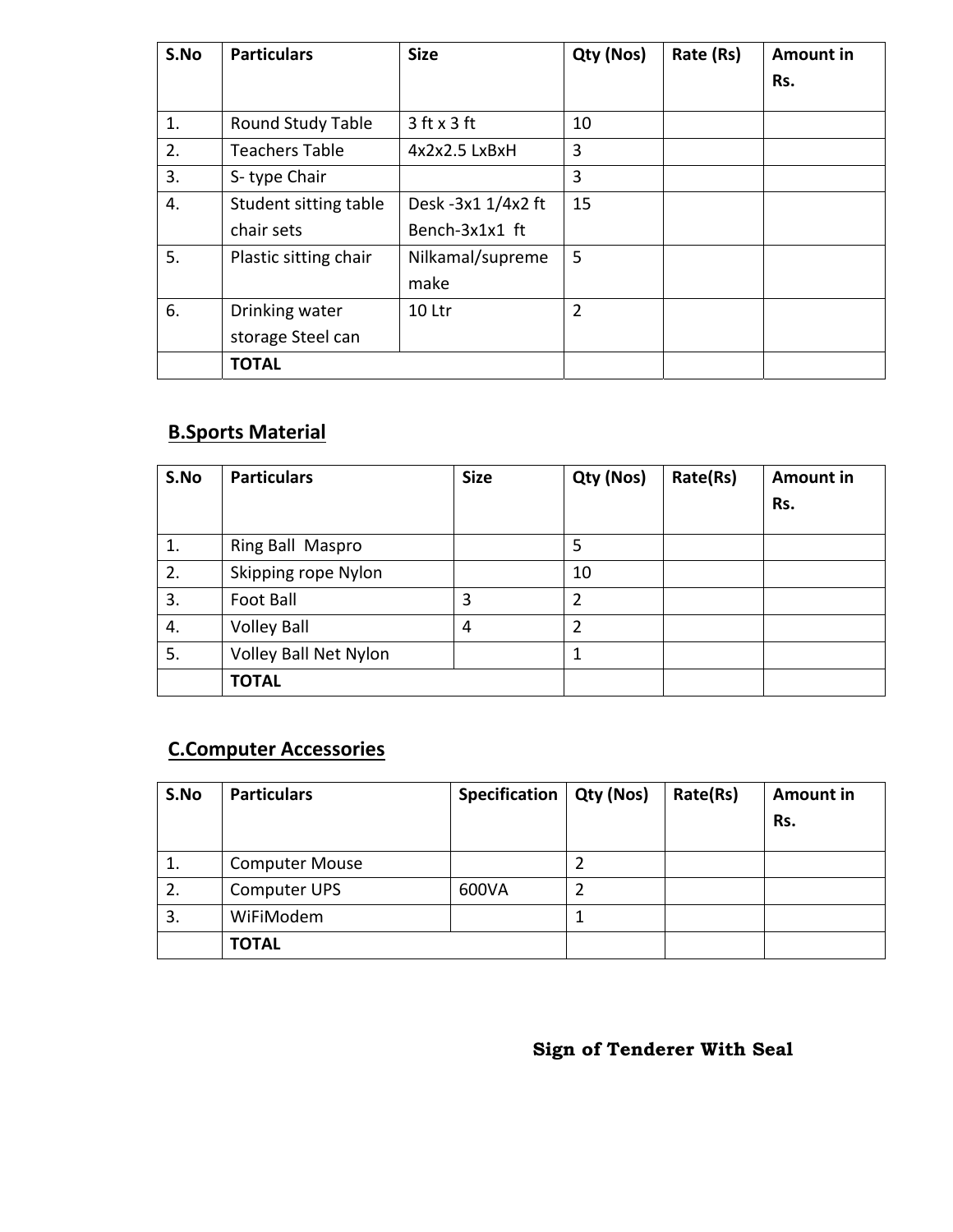| S.No | Particulars | Size | Qty (Nos) | Rate (Rs) | Amount in Rs. |
|---|---|---|---|---|---|
| 1. | Round Study Table | 3 ft x 3 ft | 10 | | |
| 2. | Teachers Table | 4x2x2.5 LxBxH | 3 | | |
| 3. | S- type Chair | | 3 | | |
| 4. | Student sitting table chair sets | Desk -3x1 1/4x2 ft Bench-3x1x1 ft | 15 | | |
| 5. | Plastic sitting chair | Nilkamal/supreme make | 5 | | |
| 6. | Drinking water storage Steel can | 10 Ltr | 2 | | |
| | **TOTAL** | | | | |

## B.Sports Material

| S.No | Particulars | Size | Qty (Nos) | Rate(Rs) | Amount in Rs. |
|---|---|---|---|---|---|
| 1. | Ring Ball Maspro | | 5 | | |
| 2. | Skipping rope Nylon | | 10 | | |
| 3. | Foot Ball | 3 | 2 | | |
| 4. | Volley Ball | 4 | 2 | | |
| 5. | Volley Ball Net Nylon | | 1 | | |
| | **TOTAL** | | | | |

## C.Computer Accessories

| S.No | Particulars | Specification | Qty (Nos) | Rate(Rs) | Amount in Rs. |
|---|---|---|---|---|---|
| 1. | Computer Mouse | | 2 | | |
| 2. | Computer UPS | 600VA | 2 | | |
| 3. | WiFiModem | | 1 | | |
| | **TOTAL** | | | | |

**Sign of Tenderer With Seal**